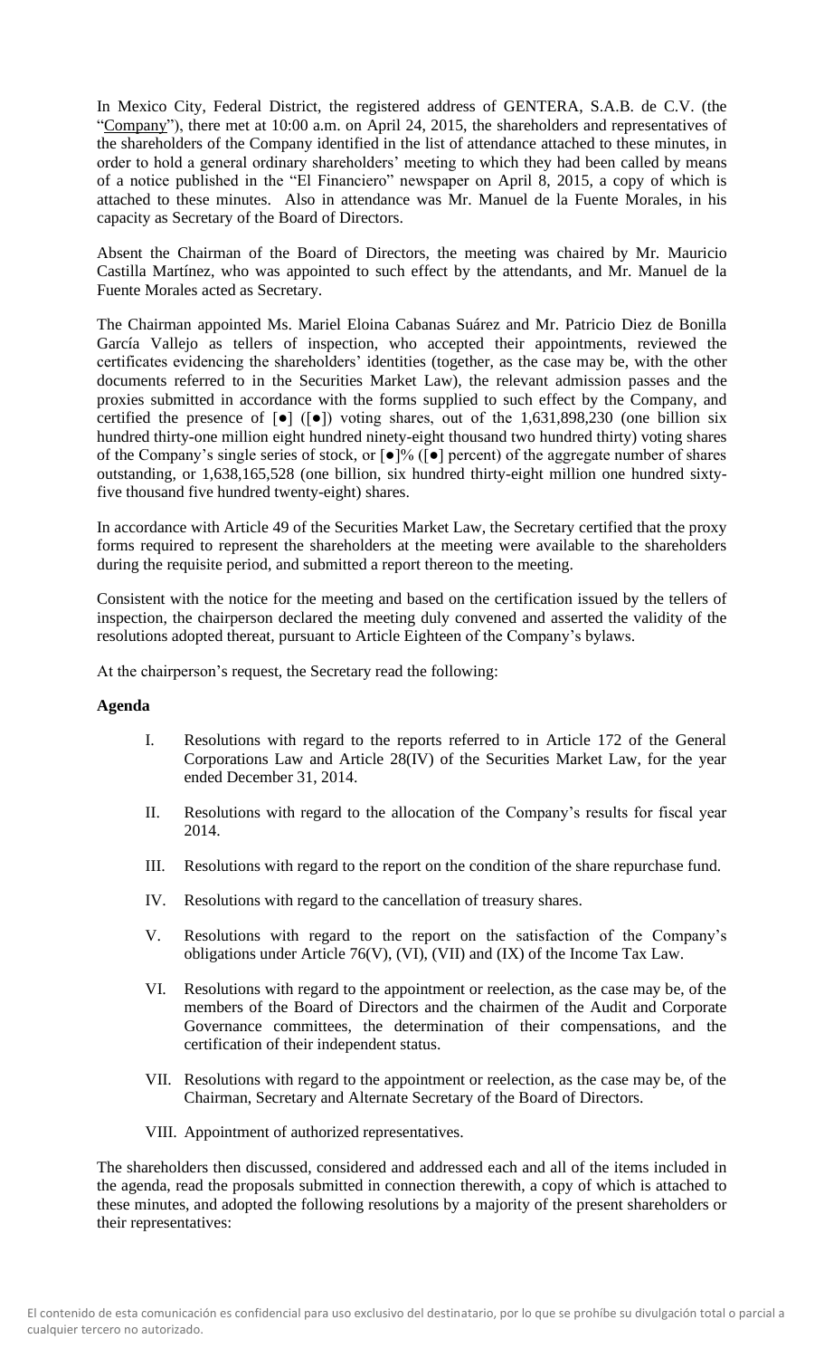In Mexico City, Federal District, the registered address of GENTERA, S.A.B. de C.V. (the "Company"), there met at 10:00 a.m. on April 24, 2015, the shareholders and representatives of the shareholders of the Company identified in the list of attendance attached to these minutes, in order to hold a general ordinary shareholders' meeting to which they had been called by means of a notice published in the "El Financiero" newspaper on April 8, 2015, a copy of which is attached to these minutes. Also in attendance was Mr. Manuel de la Fuente Morales, in his capacity as Secretary of the Board of Directors.

Absent the Chairman of the Board of Directors, the meeting was chaired by Mr. Mauricio Castilla Martínez, who was appointed to such effect by the attendants, and Mr. Manuel de la Fuente Morales acted as Secretary.

The Chairman appointed Ms. Mariel Eloina Cabanas Suárez and Mr. Patricio Diez de Bonilla García Vallejo as tellers of inspection, who accepted their appointments, reviewed the certificates evidencing the shareholders' identities (together, as the case may be, with the other documents referred to in the Securities Market Law), the relevant admission passes and the proxies submitted in accordance with the forms supplied to such effect by the Company, and certified the presence of [●] ([●]) voting shares, out of the 1,631,898,230 (one billion six hundred thirty-one million eight hundred ninety-eight thousand two hundred thirty) voting shares of the Company's single series of stock, or [●]% ([●] percent) of the aggregate number of shares outstanding, or 1,638,165,528 (one billion, six hundred thirty-eight million one hundred sixty-five thousand five hundred twenty-eight) shares.

In accordance with Article 49 of the Securities Market Law, the Secretary certified that the proxy forms required to represent the shareholders at the meeting were available to the shareholders during the requisite period, and submitted a report thereon to the meeting.

Consistent with the notice for the meeting and based on the certification issued by the tellers of inspection, the chairperson declared the meeting duly convened and asserted the validity of the resolutions adopted thereat, pursuant to Article Eighteen of the Company's bylaws.

At the chairperson's request, the Secretary read the following:

**Agenda**

I. Resolutions with regard to the reports referred to in Article 172 of the General Corporations Law and Article 28(IV) of the Securities Market Law, for the year ended December 31, 2014.

II. Resolutions with regard to the allocation of the Company's results for fiscal year 2014.

III. Resolutions with regard to the report on the condition of the share repurchase fund.

IV. Resolutions with regard to the cancellation of treasury shares.

V. Resolutions with regard to the report on the satisfaction of the Company's obligations under Article 76(V), (VI), (VII) and (IX) of the Income Tax Law.

VI. Resolutions with regard to the appointment or reelection, as the case may be, of the members of the Board of Directors and the chairmen of the Audit and Corporate Governance committees, the determination of their compensations, and the certification of their independent status.

VII. Resolutions with regard to the appointment or reelection, as the case may be, of the Chairman, Secretary and Alternate Secretary of the Board of Directors.

VIII. Appointment of authorized representatives.

The shareholders then discussed, considered and addressed each and all of the items included in the agenda, read the proposals submitted in connection therewith, a copy of which is attached to these minutes, and adopted the following resolutions by a majority of the present shareholders or their representatives:

El contenido de esta comunicación es confidencial para uso exclusivo del destinatario, por lo que se prohíbe su divulgación total o parcial a cualquier tercero no autorizado.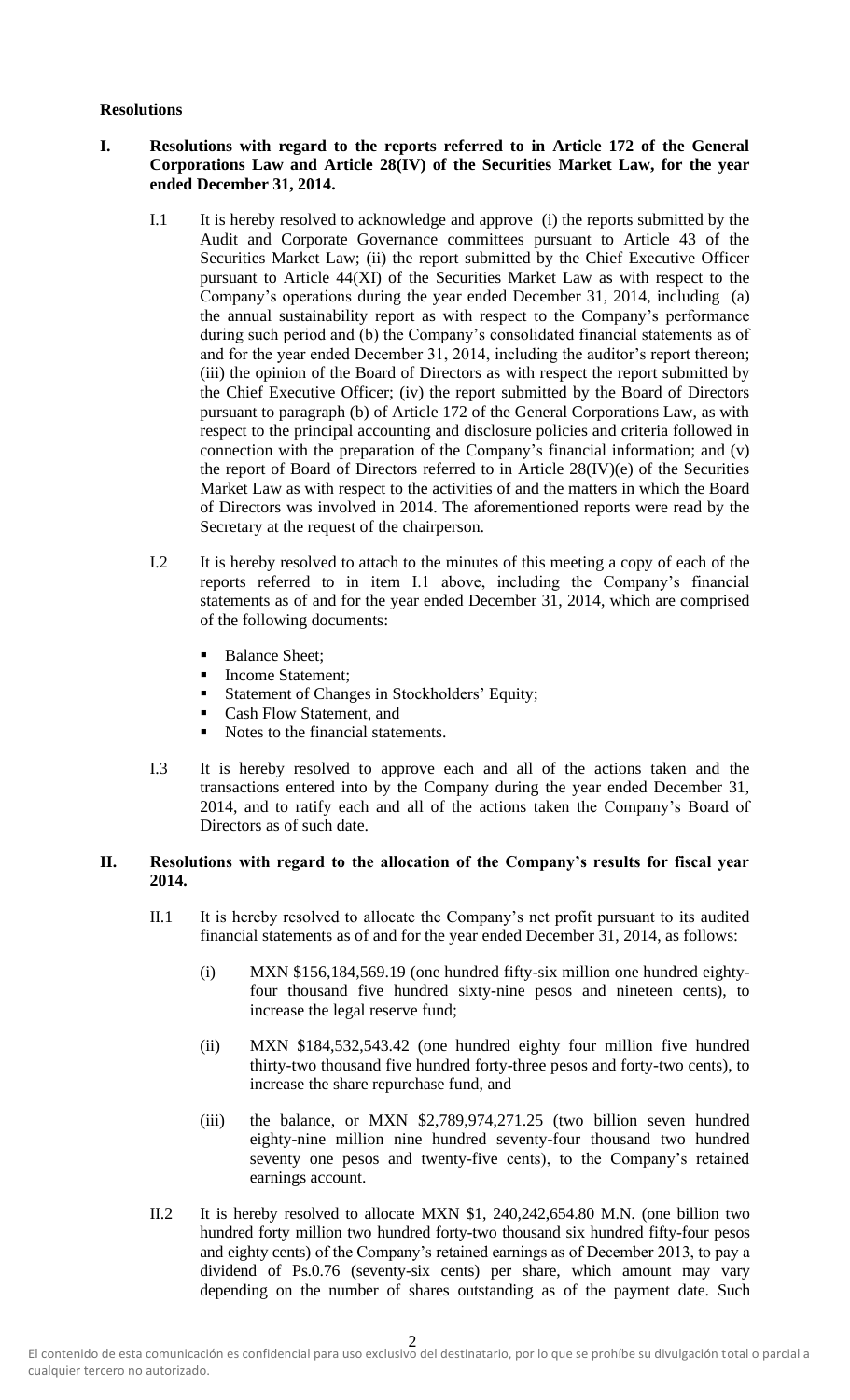**Resolutions**

**I. Resolutions with regard to the reports referred to in Article 172 of the General Corporations Law and Article 28(IV) of the Securities Market Law, for the year ended December 31, 2014.**

I.1 It is hereby resolved to acknowledge and approve (i) the reports submitted by the Audit and Corporate Governance committees pursuant to Article 43 of the Securities Market Law; (ii) the report submitted by the Chief Executive Officer pursuant to Article 44(XI) of the Securities Market Law as with respect to the Company's operations during the year ended December 31, 2014, including (a) the annual sustainability report as with respect to the Company's performance during such period and (b) the Company's consolidated financial statements as of and for the year ended December 31, 2014, including the auditor's report thereon; (iii) the opinion of the Board of Directors as with respect the report submitted by the Chief Executive Officer; (iv) the report submitted by the Board of Directors pursuant to paragraph (b) of Article 172 of the General Corporations Law, as with respect to the principal accounting and disclosure policies and criteria followed in connection with the preparation of the Company's financial information; and (v) the report of Board of Directors referred to in Article 28(IV)(e) of the Securities Market Law as with respect to the activities of and the matters in which the Board of Directors was involved in 2014. The aforementioned reports were read by the Secretary at the request of the chairperson.

I.2 It is hereby resolved to attach to the minutes of this meeting a copy of each of the reports referred to in item I.1 above, including the Company's financial statements as of and for the year ended December 31, 2014, which are comprised of the following documents:

- Balance Sheet;
- Income Statement;
- Statement of Changes in Stockholders' Equity;
- Cash Flow Statement, and
- Notes to the financial statements.

I.3 It is hereby resolved to approve each and all of the actions taken and the transactions entered into by the Company during the year ended December 31, 2014, and to ratify each and all of the actions taken the Company's Board of Directors as of such date.

**II. Resolutions with regard to the allocation of the Company's results for fiscal year 2014.**

II.1 It is hereby resolved to allocate the Company's net profit pursuant to its audited financial statements as of and for the year ended December 31, 2014, as follows:

(i) MXN $156,184,569.19 (one hundred fifty-six million one hundred eighty-four thousand five hundred sixty-nine pesos and nineteen cents), to increase the legal reserve fund;

(ii) MXN $184,532,543.42 (one hundred eighty four million five hundred thirty-two thousand five hundred forty-three pesos and forty-two cents), to increase the share repurchase fund, and

(iii) the balance, or MXN $2,789,974,271.25 (two billion seven hundred eighty-nine million nine hundred seventy-four thousand two hundred seventy one pesos and twenty-five cents), to the Company's retained earnings account.

II.2 It is hereby resolved to allocate MXN $1, 240,242,654.80 M.N. (one billion two hundred forty million two hundred forty-two thousand six hundred fifty-four pesos and eighty cents) of the Company's retained earnings as of December 2013, to pay a dividend of Ps.0.76 (seventy-six cents) per share, which amount may vary depending on the number of shares outstanding as of the payment date. Such

El contenido de esta comunicación es confidencial para uso exclusivo del destinatario, por lo que se prohíbe su divulgación total o parcial a cualquier tercero no autorizado.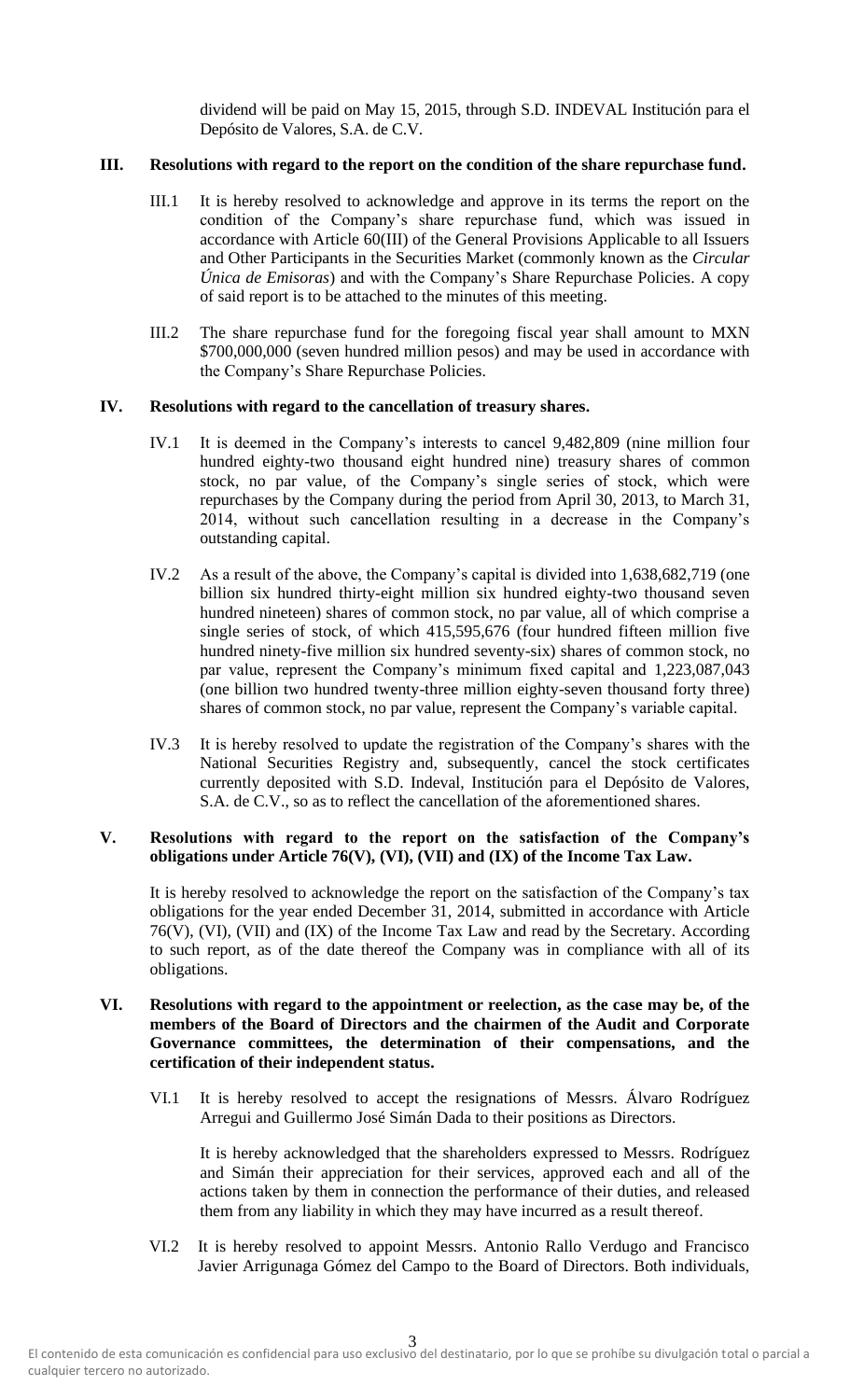dividend will be paid on May 15, 2015, through S.D. INDEVAL Institución para el Depósito de Valores, S.A. de C.V.

**III. Resolutions with regard to the report on the condition of the share repurchase fund.**

III.1 It is hereby resolved to acknowledge and approve in its terms the report on the condition of the Company's share repurchase fund, which was issued in accordance with Article 60(III) of the General Provisions Applicable to all Issuers and Other Participants in the Securities Market (commonly known as the *Circular Única de Emisoras*) and with the Company's Share Repurchase Policies. A copy of said report is to be attached to the minutes of this meeting.

III.2 The share repurchase fund for the foregoing fiscal year shall amount to MXN $700,000,000 (seven hundred million pesos) and may be used in accordance with the Company's Share Repurchase Policies.

**IV. Resolutions with regard to the cancellation of treasury shares.**

IV.1 It is deemed in the Company's interests to cancel 9,482,809 (nine million four hundred eighty-two thousand eight hundred nine) treasury shares of common stock, no par value, of the Company's single series of stock, which were repurchases by the Company during the period from April 30, 2013, to March 31, 2014, without such cancellation resulting in a decrease in the Company's outstanding capital.

IV.2 As a result of the above, the Company's capital is divided into 1,638,682,719 (one billion six hundred thirty-eight million six hundred eighty-two thousand seven hundred nineteen) shares of common stock, no par value, all of which comprise a single series of stock, of which 415,595,676 (four hundred fifteen million five hundred ninety-five million six hundred seventy-six) shares of common stock, no par value, represent the Company's minimum fixed capital and 1,223,087,043 (one billion two hundred twenty-three million eighty-seven thousand forty three) shares of common stock, no par value, represent the Company's variable capital.

IV.3 It is hereby resolved to update the registration of the Company's shares with the National Securities Registry and, subsequently, cancel the stock certificates currently deposited with S.D. Indeval, Institución para el Depósito de Valores, S.A. de C.V., so as to reflect the cancellation of the aforementioned shares.

**V. Resolutions with regard to the report on the satisfaction of the Company's obligations under Article 76(V), (VI), (VII) and (IX) of the Income Tax Law.**

It is hereby resolved to acknowledge the report on the satisfaction of the Company's tax obligations for the year ended December 31, 2014, submitted in accordance with Article 76(V), (VI), (VII) and (IX) of the Income Tax Law and read by the Secretary. According to such report, as of the date thereof the Company was in compliance with all of its obligations.

**VI. Resolutions with regard to the appointment or reelection, as the case may be, of the members of the Board of Directors and the chairmen of the Audit and Corporate Governance committees, the determination of their compensations, and the certification of their independent status.**

VI.1 It is hereby resolved to accept the resignations of Messrs. Álvaro Rodríguez Arregui and Guillermo José Simán Dada to their positions as Directors.

It is hereby acknowledged that the shareholders expressed to Messrs. Rodríguez and Simán their appreciation for their services, approved each and all of the actions taken by them in connection the performance of their duties, and released them from any liability in which they may have incurred as a result thereof.

VI.2 It is hereby resolved to appoint Messrs. Antonio Rallo Verdugo and Francisco Javier Arrigunaga Gómez del Campo to the Board of Directors. Both individuals,

El contenido de esta comunicación es confidencial para uso exclusivo del destinatario, por lo que se prohíbe su divulgación total o parcial a cualquier tercero no autorizado.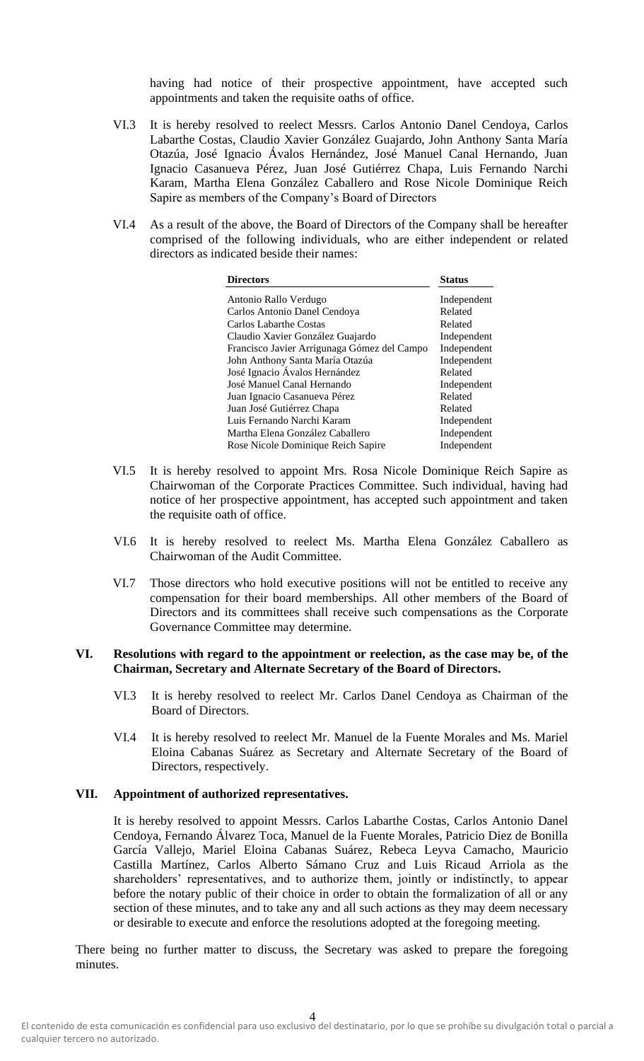having had notice of their prospective appointment, have accepted such appointments and taken the requisite oaths of office.

VI.3 It is hereby resolved to reelect Messrs. Carlos Antonio Danel Cendoya, Carlos Labarthe Costas, Claudio Xavier González Guajardo, John Anthony Santa María Otazúa, José Ignacio Ávalos Hernández, José Manuel Canal Hernando, Juan Ignacio Casanueva Pérez, Juan José Gutiérrez Chapa, Luis Fernando Narchi Karam, Martha Elena González Caballero and Rose Nicole Dominique Reich Sapire as members of the Company's Board of Directors

VI.4 As a result of the above, the Board of Directors of the Company shall be hereafter comprised of the following individuals, who are either independent or related directors as indicated beside their names:

| Directors | Status |
|---|---|
| Antonio Rallo Verdugo | Independent |
| Carlos Antonio Danel Cendoya | Related |
| Carlos Labarthe Costas | Related |
| Claudio Xavier González Guajardo | Independent |
| Francisco Javier Arrigunaga Gómez del Campo | Independent |
| John Anthony Santa María Otazúa | Independent |
| José Ignacio Ávalos Hernández | Related |
| José Manuel Canal Hernando | Independent |
| Juan Ignacio Casanueva Pérez | Related |
| Juan José Gutiérrez Chapa | Related |
| Luis Fernando Narchi Karam | Independent |
| Martha Elena González Caballero | Independent |
| Rose Nicole Dominique Reich Sapire | Independent |

VI.5 It is hereby resolved to appoint Mrs. Rosa Nicole Dominique Reich Sapire as Chairwoman of the Corporate Practices Committee. Such individual, having had notice of her prospective appointment, has accepted such appointment and taken the requisite oath of office.

VI.6 It is hereby resolved to reelect Ms. Martha Elena González Caballero as Chairwoman of the Audit Committee.

VI.7 Those directors who hold executive positions will not be entitled to receive any compensation for their board memberships. All other members of the Board of Directors and its committees shall receive such compensations as the Corporate Governance Committee may determine.

## VI. Resolutions with regard to the appointment or reelection, as the case may be, of the Chairman, Secretary and Alternate Secretary of the Board of Directors.

VI.3 It is hereby resolved to reelect Mr. Carlos Danel Cendoya as Chairman of the Board of Directors.

VI.4 It is hereby resolved to reelect Mr. Manuel de la Fuente Morales and Ms. Mariel Eloina Cabanas Suárez as Secretary and Alternate Secretary of the Board of Directors, respectively.

## VII. Appointment of authorized representatives.

It is hereby resolved to appoint Messrs. Carlos Labarthe Costas, Carlos Antonio Danel Cendoya, Fernando Álvarez Toca, Manuel de la Fuente Morales, Patricio Diez de Bonilla García Vallejo, Mariel Eloina Cabanas Suárez, Rebeca Leyva Camacho, Mauricio Castilla Martínez, Carlos Alberto Sámano Cruz and Luis Ricaud Arriola as the shareholders' representatives, and to authorize them, jointly or indistinctly, to appear before the notary public of their choice in order to obtain the formalization of all or any section of these minutes, and to take any and all such actions as they may deem necessary or desirable to execute and enforce the resolutions adopted at the foregoing meeting.

There being no further matter to discuss, the Secretary was asked to prepare the foregoing minutes.

El contenido de esta comunicación es confidencial para uso exclusivo del destinatario, por lo que se prohíbe su divulgación total o parcial a cualquier tercero no autorizado.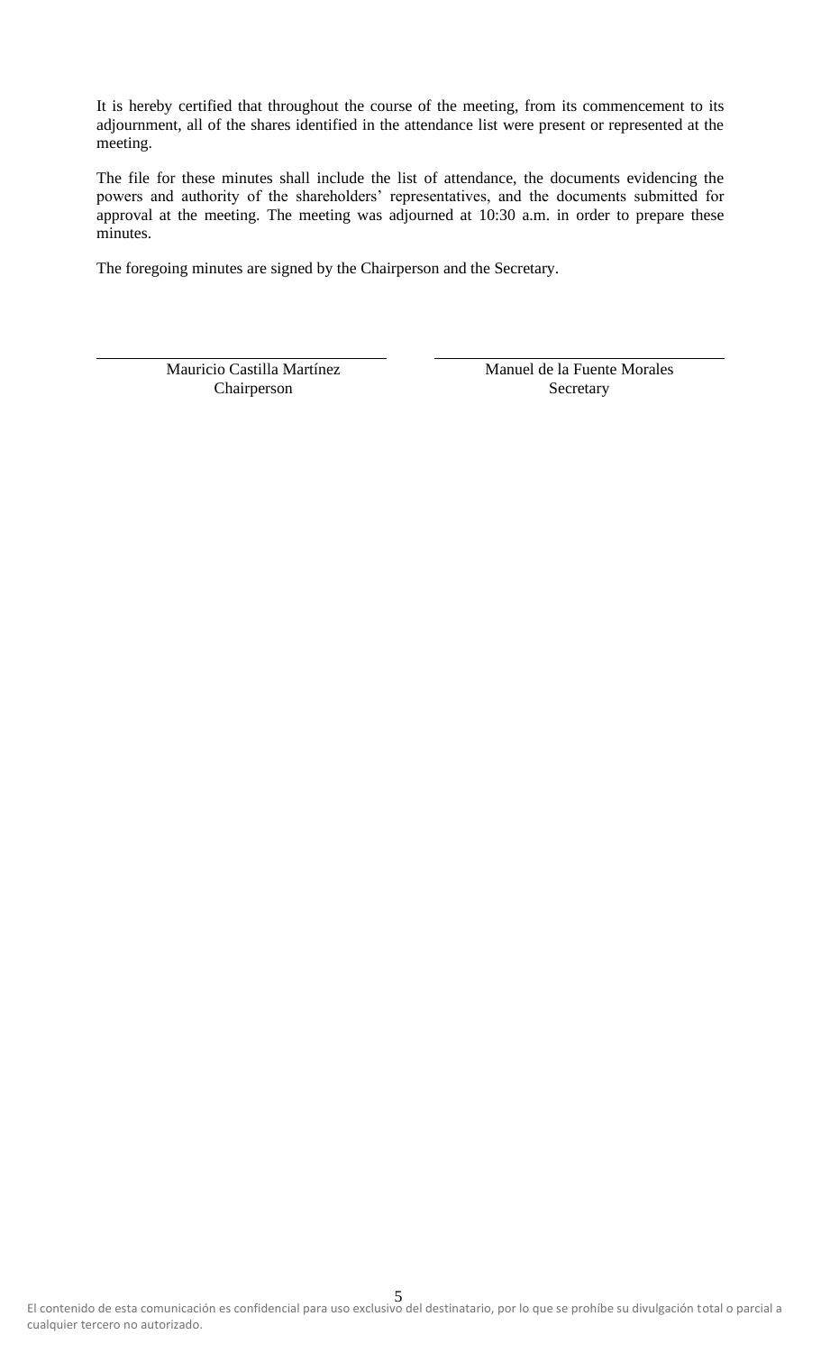It is hereby certified that throughout the course of the meeting, from its commencement to its adjournment, all of the shares identified in the attendance list were present or represented at the meeting.

The file for these minutes shall include the list of attendance, the documents evidencing the powers and authority of the shareholders' representatives, and the documents submitted for approval at the meeting. The meeting was adjourned at 10:30 a.m. in order to prepare these minutes.

The foregoing minutes are signed by the Chairperson and the Secretary.

| | |
|---|---|
| \_\_\_\_\_\_\_\_\_\_\_\_\_\_\_\_\_\_\_\_\_\_\_\_\_\_\_\_\_\_ | \_\_\_\_\_\_\_\_\_\_\_\_\_\_\_\_\_\_\_\_\_\_\_\_\_\_\_\_\_\_ |
| Mauricio Castilla Martínez<br>Chairperson | Manuel de la Fuente Morales<br>Secretary |